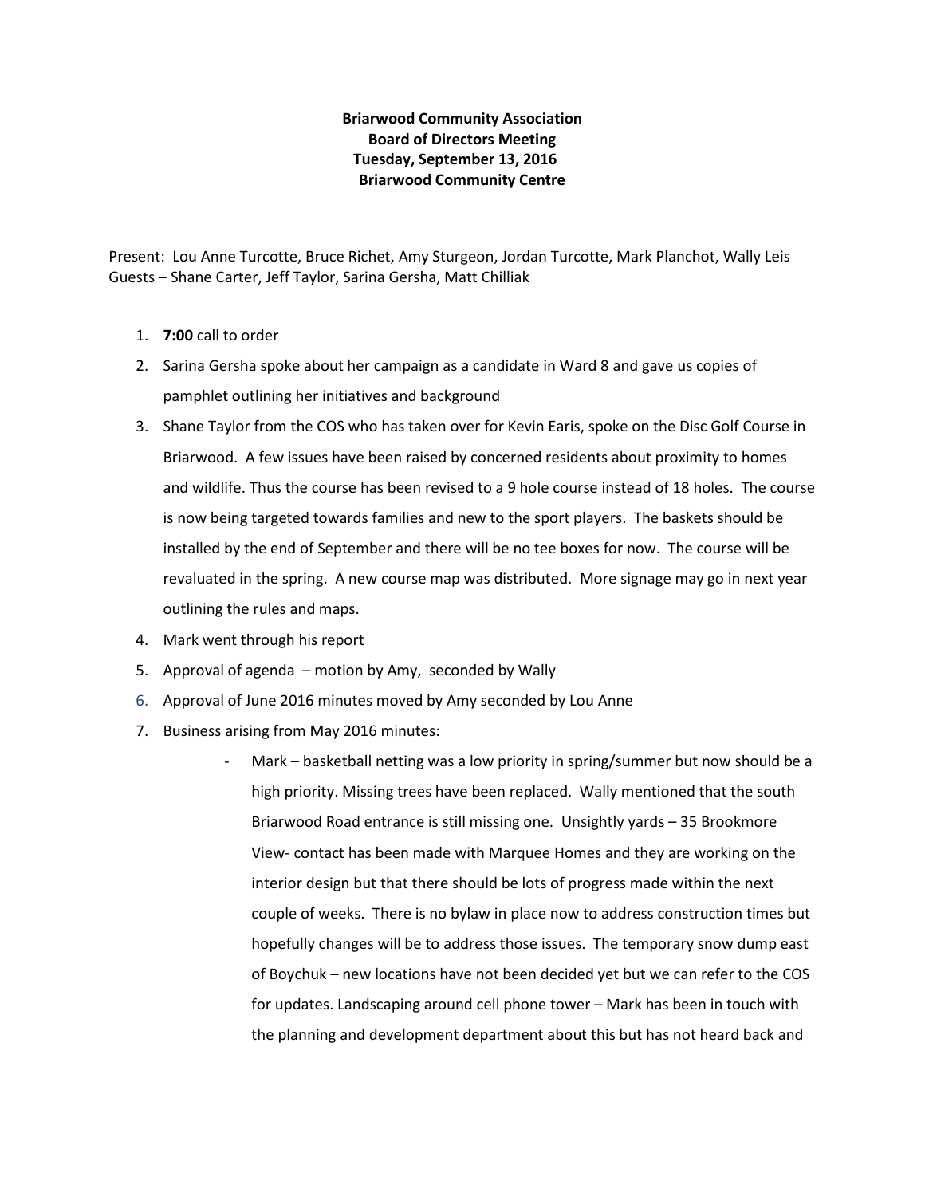**Briarwood Community Association**
**Board of Directors Meeting**
**Tuesday, September 13, 2016**
**Briarwood Community Centre**

Present: Lou Anne Turcotte, Bruce Richet, Amy Sturgeon, Jordan Turcotte, Mark Planchot, Wally Leis
Guests – Shane Carter, Jeff Taylor, Sarina Gersha, Matt Chilliak

1. **7:00** call to order
2. Sarina Gersha spoke about her campaign as a candidate in Ward 8 and gave us copies of pamphlet outlining her initiatives and background
3. Shane Taylor from the COS who has taken over for Kevin Earis, spoke on the Disc Golf Course in Briarwood. A few issues have been raised by concerned residents about proximity to homes and wildlife. Thus the course has been revised to a 9 hole course instead of 18 holes. The course is now being targeted towards families and new to the sport players. The baskets should be installed by the end of September and there will be no tee boxes for now. The course will be revaluated in the spring. A new course map was distributed. More signage may go in next year outlining the rules and maps.
4. Mark went through his report
5. Approval of agenda – motion by Amy, seconded by Wally
6. Approval of June 2016 minutes moved by Amy seconded by Lou Anne
7. Business arising from May 2016 minutes:
    - Mark – basketball netting was a low priority in spring/summer but now should be a high priority. Missing trees have been replaced. Wally mentioned that the south Briarwood Road entrance is still missing one. Unsightly yards – 35 Brookmore View- contact has been made with Marquee Homes and they are working on the interior design but that there should be lots of progress made within the next couple of weeks. There is no bylaw in place now to address construction times but hopefully changes will be to address those issues. The temporary snow dump east of Boychuk – new locations have not been decided yet but we can refer to the COS for updates. Landscaping around cell phone tower – Mark has been in touch with the planning and development department about this but has not heard back and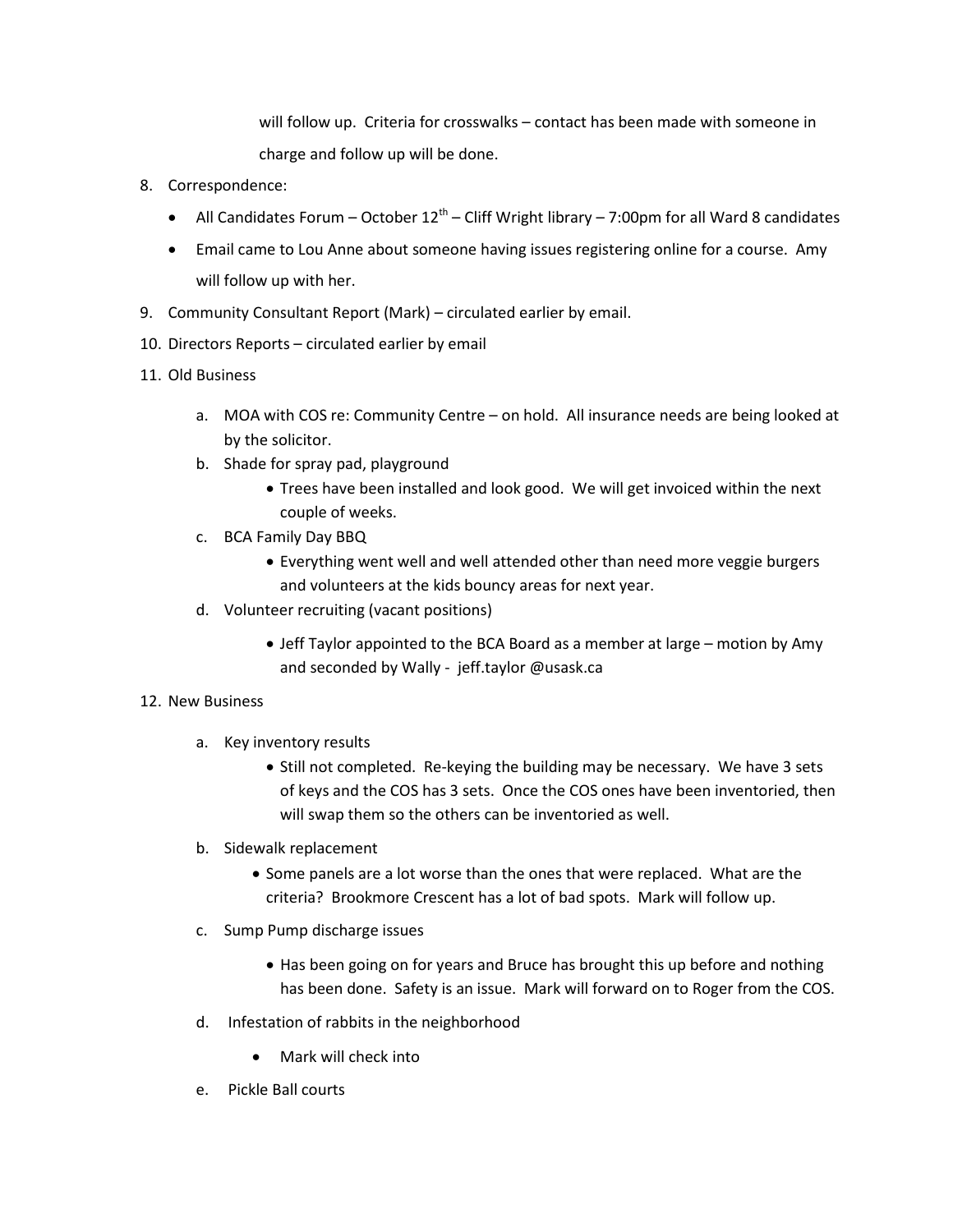will follow up. Criteria for crosswalks – contact has been made with someone in charge and follow up will be done.

8. Correspondence:
   - All Candidates Forum – October 12th – Cliff Wright library – 7:00pm for all Ward 8 candidates
   - Email came to Lou Anne about someone having issues registering online for a course. Amy will follow up with her.
9. Community Consultant Report (Mark) – circulated earlier by email.
10. Directors Reports – circulated earlier by email
11. Old Business
    a. MOA with COS re: Community Centre – on hold. All insurance needs are being looked at by the solicitor.
    b. Shade for spray pad, playground
       - Trees have been installed and look good. We will get invoiced within the next couple of weeks.
    c. BCA Family Day BBQ
       - Everything went well and well attended other than need more veggie burgers and volunteers at the kids bouncy areas for next year.
    d. Volunteer recruiting (vacant positions)
       - Jeff Taylor appointed to the BCA Board as a member at large – motion by Amy and seconded by Wally - jeff.taylor @usask.ca
12. New Business
    a. Key inventory results
       - Still not completed. Re-keying the building may be necessary. We have 3 sets of keys and the COS has 3 sets. Once the COS ones have been inventoried, then will swap them so the others can be inventoried as well.
    b. Sidewalk replacement
       - Some panels are a lot worse than the ones that were replaced. What are the criteria? Brookmore Crescent has a lot of bad spots. Mark will follow up.
    c. Sump Pump discharge issues
       - Has been going on for years and Bruce has brought this up before and nothing has been done. Safety is an issue. Mark will forward on to Roger from the COS.
    d. Infestation of rabbits in the neighborhood
       - Mark will check into
    e. Pickle Ball courts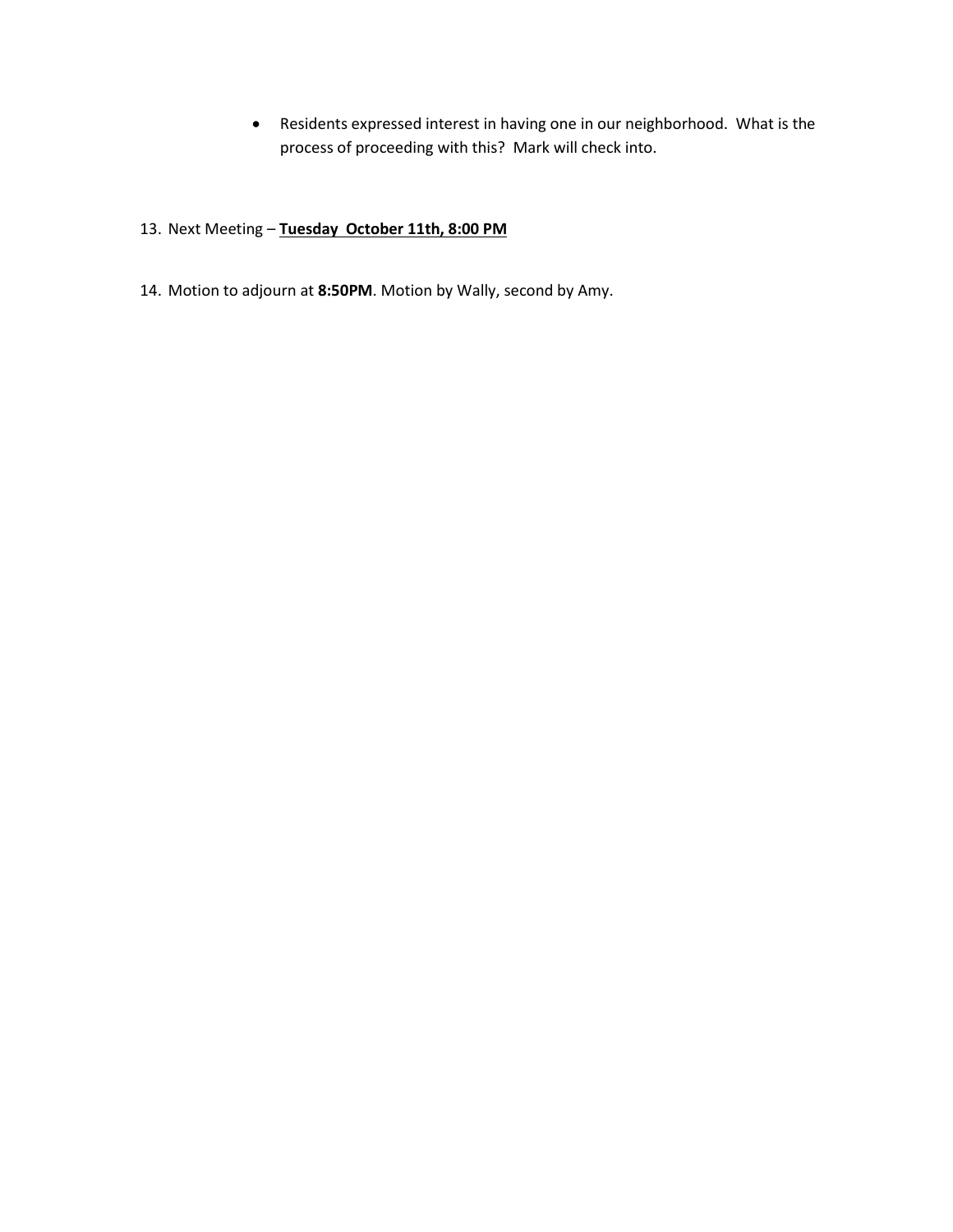- Residents expressed interest in having one in our neighborhood. What is the process of proceeding with this? Mark will check into.

13. Next Meeting – **Tuesday October 11th, 8:00 PM**

14. Motion to adjourn at **8:50PM**. Motion by Wally, second by Amy.